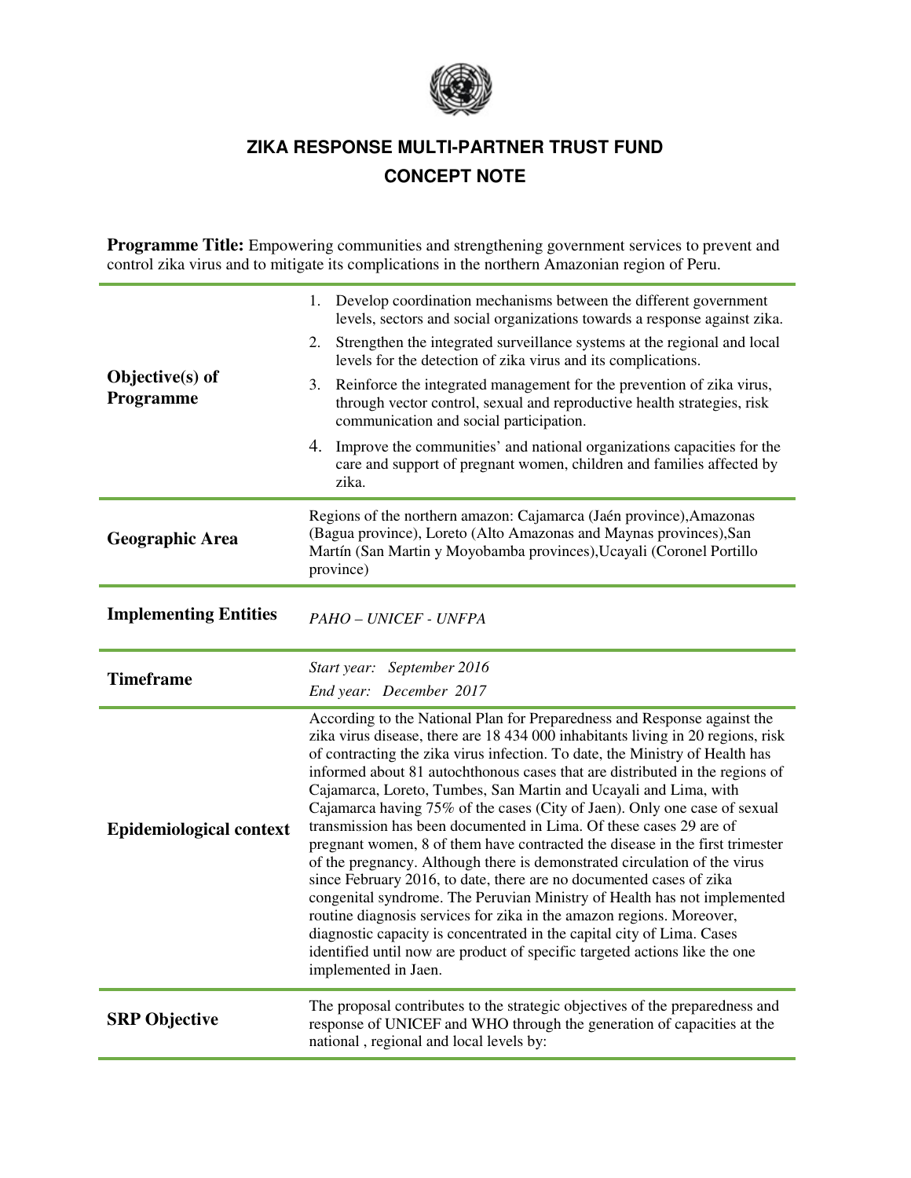# ZIKA RESPONSE MULTI-PARTNER TRUST FUND

## CONCEPT NOTE

**Programme Title:** Empowering communities and strengthening government services to prevent and control zika virus and to mitigate its complications in the northern Amazonian region of Peru.

| | |
|---|---|
| **Objective(s) of Programme** | 1. Develop coordination mechanisms between the different government levels, sectors and social organizations towards a response against zika.<br>2. Strengthen the integrated surveillance systems at the regional and local levels for the detection of zika virus and its complications.<br>3. Reinforce the integrated management for the prevention of zika virus, through vector control, sexual and reproductive health strategies, risk communication and social participation.<br>4. Improve the communities' and national organizations capacities for the care and support of pregnant women, children and families affected by zika. |
| **Geographic Area** | Regions of the northern amazon: Cajamarca (Jaén province),Amazonas (Bagua province), Loreto (Alto Amazonas and Maynas provinces),San Martín (San Martin y Moyobamba provinces),Ucayali (Coronel Portillo province) |
| **Implementing Entities** | *PAHO – UNICEF - UNFPA* |
| **Timeframe** | *Start year: September 2016*<br>*End year: December 2017* |
| **Epidemiological context** | According to the National Plan for Preparedness and Response against the zika virus disease, there are 18 434 000 inhabitants living in 20 regions, risk of contracting the zika virus infection. To date, the Ministry of Health has informed about 81 autochthonous cases that are distributed in the regions of Cajamarca, Loreto, Tumbes, San Martin and Ucayali and Lima, with Cajamarca having 75% of the cases (City of Jaen). Only one case of sexual transmission has been documented in Lima. Of these cases 29 are of pregnant women, 8 of them have contracted the disease in the first trimester of the pregnancy. Although there is demonstrated circulation of the virus since February 2016, to date, there are no documented cases of zika congenital syndrome. The Peruvian Ministry of Health has not implemented routine diagnosis services for zika in the amazon regions. Moreover, diagnostic capacity is concentrated in the capital city of Lima. Cases identified until now are product of specific targeted actions like the one implemented in Jaen. |
| **SRP Objective** | The proposal contributes to the strategic objectives of the preparedness and response of UNICEF and WHO through the generation of capacities at the national , regional and local levels by: |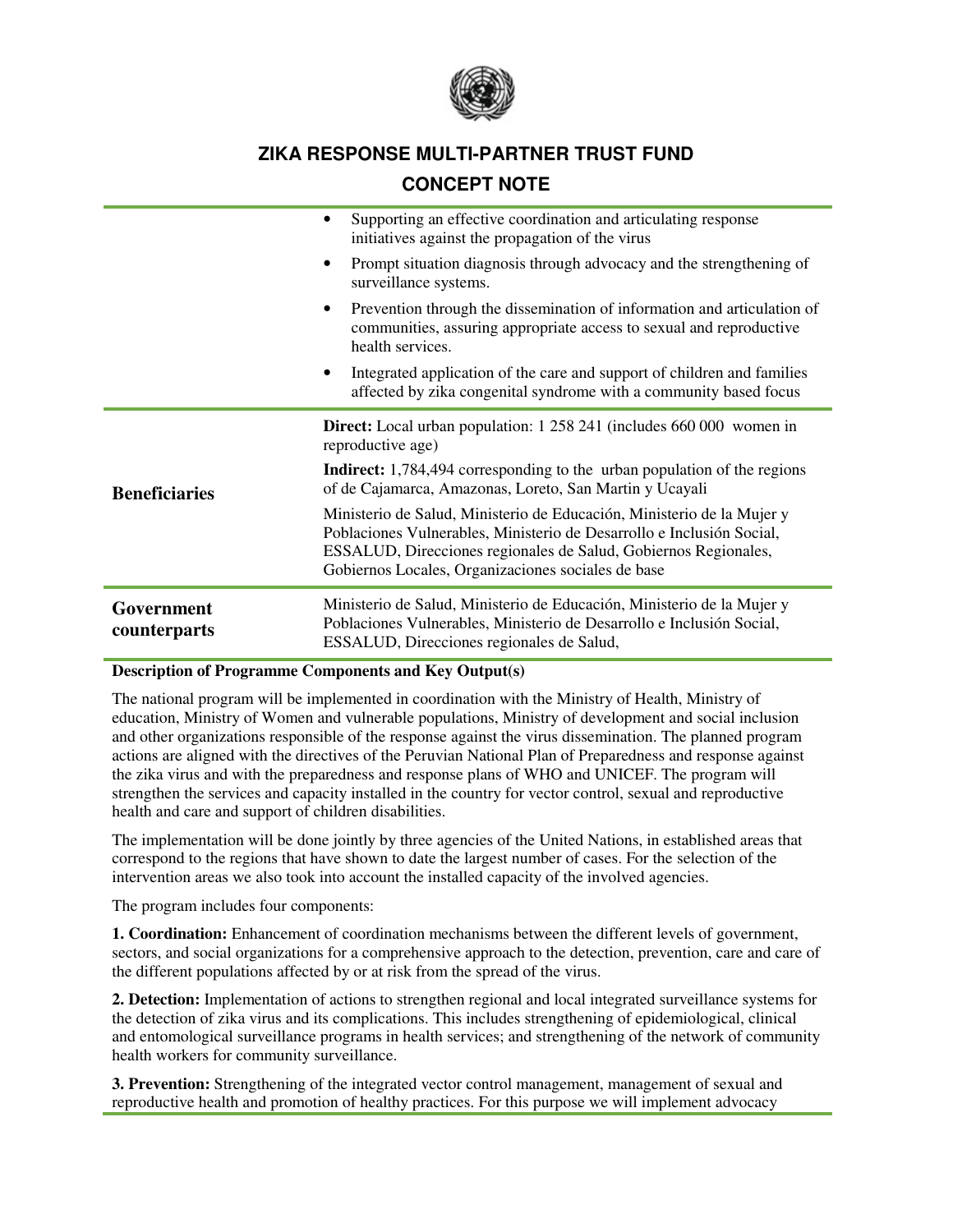# ZIKA RESPONSE MULTI-PARTNER TRUST FUND

## CONCEPT NOTE

| | |
|---|---|
| | • Supporting an effective coordination and articulating response initiatives against the propagation of the virus<br>• Prompt situation diagnosis through advocacy and the strengthening of surveillance systems.<br>• Prevention through the dissemination of information and articulation of communities, assuring appropriate access to sexual and reproductive health services.<br>• Integrated application of the care and support of children and families affected by zika congenital syndrome with a community based focus |
| **Beneficiaries** | **Direct:** Local urban population: 1 258 241 (includes 660 000 women in reproductive age)<br>**Indirect:** 1,784,494 corresponding to the urban population of the regions of de Cajamarca, Amazonas, Loreto, San Martin y Ucayali<br>Ministerio de Salud, Ministerio de Educación, Ministerio de la Mujer y Poblaciones Vulnerables, Ministerio de Desarrollo e Inclusión Social, ESSALUD, Direcciones regionales de Salud, Gobiernos Regionales, Gobiernos Locales, Organizaciones sociales de base |
| **Government counterparts** | Ministerio de Salud, Ministerio de Educación, Ministerio de la Mujer y Poblaciones Vulnerables, Ministerio de Desarrollo e Inclusión Social, ESSALUD, Direcciones regionales de Salud, |

**Description of Programme Components and Key Output(s)**

The national program will be implemented in coordination with the Ministry of Health, Ministry of education, Ministry of Women and vulnerable populations, Ministry of development and social inclusion and other organizations responsible of the response against the virus dissemination. The planned program actions are aligned with the directives of the Peruvian National Plan of Preparedness and response against the zika virus and with the preparedness and response plans of WHO and UNICEF. The program will strengthen the services and capacity installed in the country for vector control, sexual and reproductive health and care and support of children disabilities.

The implementation will be done jointly by three agencies of the United Nations, in established areas that correspond to the regions that have shown to date the largest number of cases. For the selection of the intervention areas we also took into account the installed capacity of the involved agencies.

The program includes four components:

**1. Coordination:** Enhancement of coordination mechanisms between the different levels of government, sectors, and social organizations for a comprehensive approach to the detection, prevention, care and care of the different populations affected by or at risk from the spread of the virus.

**2. Detection:** Implementation of actions to strengthen regional and local integrated surveillance systems for the detection of zika virus and its complications. This includes strengthening of epidemiological, clinical and entomological surveillance programs in health services; and strengthening of the network of community health workers for community surveillance.

**3. Prevention:** Strengthening of the integrated vector control management, management of sexual and reproductive health and promotion of healthy practices. For this purpose we will implement advocacy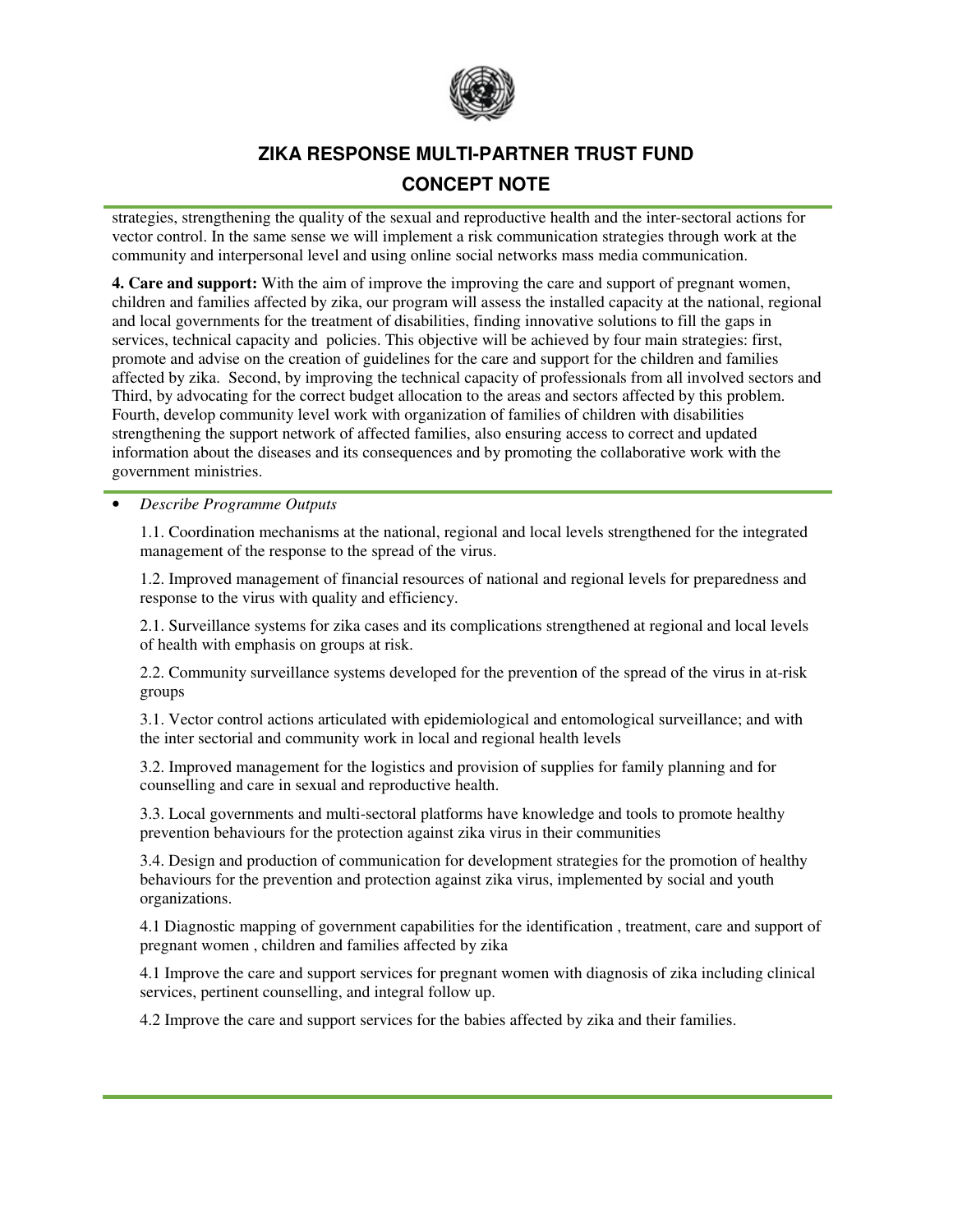strategies, strengthening the quality of the sexual and reproductive health and the inter-sectoral actions for vector control. In the same sense we will implement a risk communication strategies through work at the community and interpersonal level and using online social networks mass media communication.

**4. Care and support:** With the aim of improve the improving the care and support of pregnant women, children and families affected by zika, our program will assess the installed capacity at the national, regional and local governments for the treatment of disabilities, finding innovative solutions to fill the gaps in services, technical capacity and policies. This objective will be achieved by four main strategies: first, promote and advise on the creation of guidelines for the care and support for the children and families affected by zika. Second, by improving the technical capacity of professionals from all involved sectors and Third, by advocating for the correct budget allocation to the areas and sectors affected by this problem. Fourth, develop community level work with organization of families of children with disabilities strengthening the support network of affected families, also ensuring access to correct and updated information about the diseases and its consequences and by promoting the collaborative work with the government ministries.

- *Describe Programme Outputs*

  1.1. Coordination mechanisms at the national, regional and local levels strengthened for the integrated management of the response to the spread of the virus.

  1.2. Improved management of financial resources of national and regional levels for preparedness and response to the virus with quality and efficiency.

  2.1. Surveillance systems for zika cases and its complications strengthened at regional and local levels of health with emphasis on groups at risk.

  2.2. Community surveillance systems developed for the prevention of the spread of the virus in at-risk groups

  3.1. Vector control actions articulated with epidemiological and entomological surveillance; and with the inter sectorial and community work in local and regional health levels

  3.2. Improved management for the logistics and provision of supplies for family planning and for counselling and care in sexual and reproductive health.

  3.3. Local governments and multi-sectoral platforms have knowledge and tools to promote healthy prevention behaviours for the protection against zika virus in their communities

  3.4. Design and production of communication for development strategies for the promotion of healthy behaviours for the prevention and protection against zika virus, implemented by social and youth organizations.

  4.1 Diagnostic mapping of government capabilities for the identification , treatment, care and support of pregnant women , children and families affected by zika

  4.1 Improve the care and support services for pregnant women with diagnosis of zika including clinical services, pertinent counselling, and integral follow up.

  4.2 Improve the care and support services for the babies affected by zika and their families.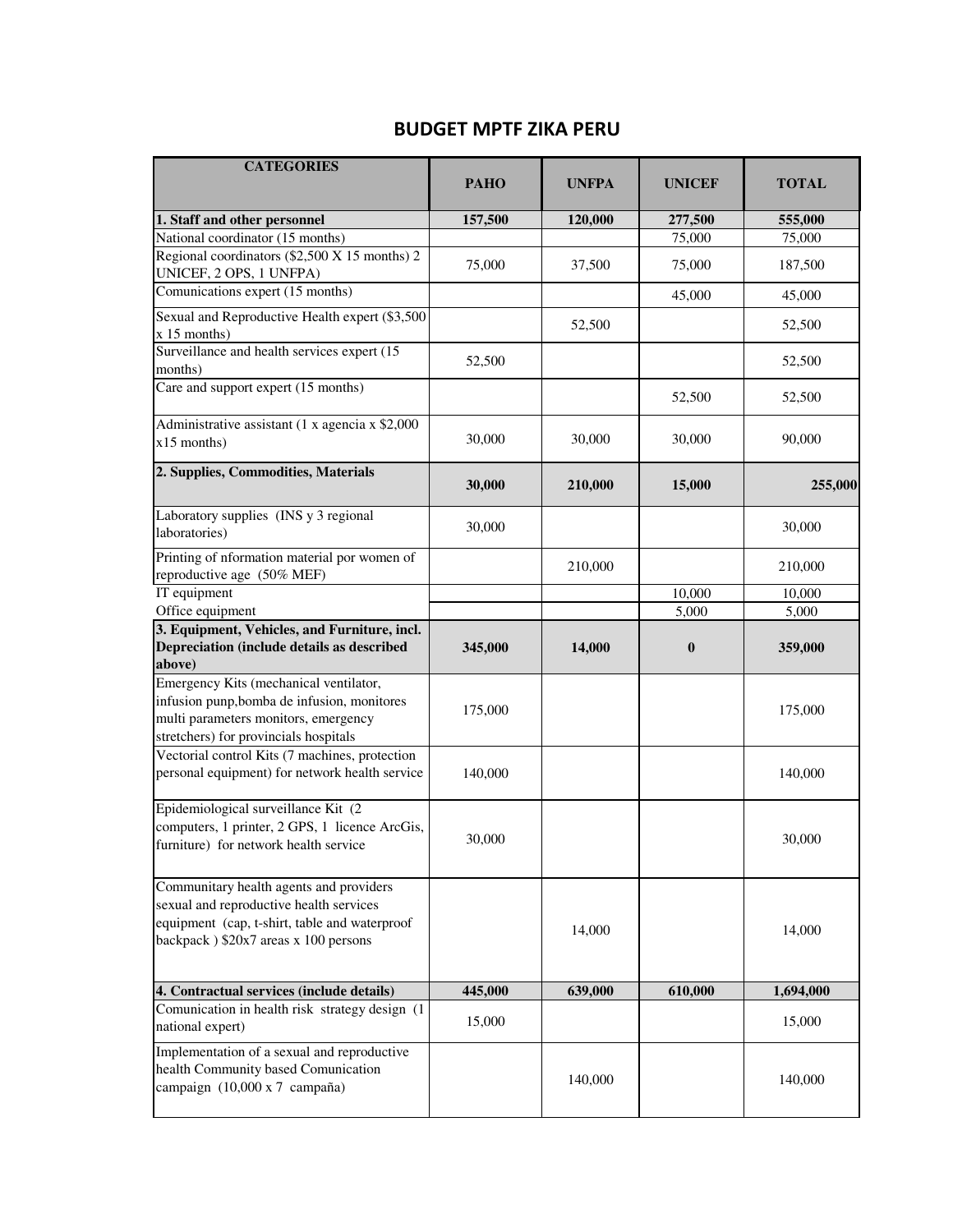# BUDGET MPTF ZIKA PERU

| CATEGORIES | PAHO | UNFPA | UNICEF | TOTAL |
|---|---|---|---|---|
| **1. Staff and other personnel** | **157,500** | **120,000** | **277,500** | **555,000** |
| National coordinator (15 months) | | | 75,000 | 75,000 |
| Regional coordinators ($2,500 X 15 months) 2 UNICEF, 2 OPS, 1 UNFPA) | 75,000 | 37,500 | 75,000 | 187,500 |
| Comunications expert (15 months) | | | 45,000 | 45,000 |
| Sexual and Reproductive Health expert ($3,500 x 15 months) | | 52,500 | | 52,500 |
| Surveillance and health services expert (15 months) | 52,500 | | | 52,500 |
| Care and support expert (15 months) | | | 52,500 | 52,500 |
| Administrative assistant (1 x agencia x $2,000 x15 months) | 30,000 | 30,000 | 30,000 | 90,000 |
| **2. Supplies, Commodities, Materials** | **30,000** | **210,000** | **15,000** | **255,000** |
| Laboratory supplies (INS y 3 regional laboratories) | 30,000 | | | 30,000 |
| Printing of nformation material por women of reproductive age (50% MEF) | | 210,000 | | 210,000 |
| IT equipment | | | 10,000 | 10,000 |
| Office equipment | | | 5,000 | 5,000 |
| **3. Equipment, Vehicles, and Furniture, incl. Depreciation (include details as described above)** | **345,000** | **14,000** | **0** | **359,000** |
| Emergency Kits (mechanical ventilator, infusion punp,bomba de infusion, monitores multi parameters monitors, emergency stretchers) for provincials hospitals | 175,000 | | | 175,000 |
| Vectorial control Kits (7 machines, protection personal equipment) for network health service | 140,000 | | | 140,000 |
| Epidemiological surveillance Kit (2 computers, 1 printer, 2 GPS, 1 licence ArcGis, furniture) for network health service | 30,000 | | | 30,000 |
| Communitary health agents and providers sexual and reproductive health services equipment (cap, t-shirt, table and waterproof backpack ) $20x7 areas x 100 persons | | 14,000 | | 14,000 |
| **4. Contractual services (include details)** | **445,000** | **639,000** | **610,000** | **1,694,000** |
| Comunication in health risk strategy design (1 national expert) | 15,000 | | | 15,000 |
| Implementation of a sexual and reproductive health Community based Comunication campaign (10,000 x 7 campaña) | | 140,000 | | 140,000 |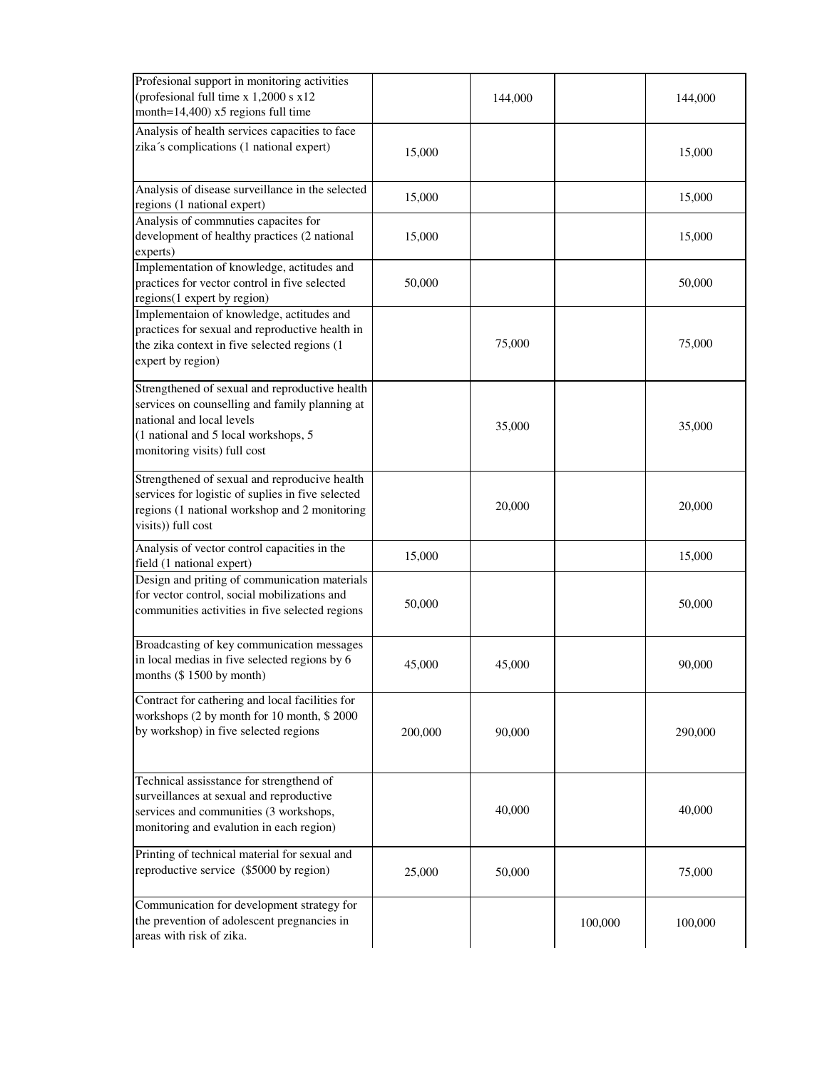| | | | | |
|---|---|---|---|---|
| Profesional support in monitoring activities (profesional full time x 1,2000 s x12 month=14,400) x5 regions full time | | 144,000 | | 144,000 |
| Analysis of health services capacities to face zika´s complications (1 national expert) | 15,000 | | | 15,000 |
| Analysis of disease surveillance in the selected regions (1 national expert) | 15,000 | | | 15,000 |
| Analysis of commnuties capacites for development of healthy practices (2 national experts) | 15,000 | | | 15,000 |
| Implementation of knowledge, actitudes and practices for vector control in five selected regions(1 expert by region) | 50,000 | | | 50,000 |
| Implementaion of knowledge, actitudes and practices for sexual and reproductive health in the zika context in five selected regions (1 expert by region) | | 75,000 | | 75,000 |
| Strengthened of sexual and reproductive health services on counselling and family planning at national and local levels (1 national and 5 local workshops, 5 monitoring visits) full cost | | 35,000 | | 35,000 |
| Strengthened of sexual and reproducive health services for logistic of suplies in five selected regions (1 national workshop and 2 monitoring visits)) full cost | | 20,000 | | 20,000 |
| Analysis of vector control capacities in the field (1 national expert) | 15,000 | | | 15,000 |
| Design and priting of communication materials for vector control, social mobilizations and communities activities in five selected regions | 50,000 | | | 50,000 |
| Broadcasting of key communication messages in local medias in five selected regions by 6 months ($ 1500 by month) | 45,000 | 45,000 | | 90,000 |
| Contract for cathering and local facilities for workshops (2 by month for 10 month, $ 2000 by workshop) in five selected regions | 200,000 | 90,000 | | 290,000 |
| Technical assisstance for strengthend of surveillances at sexual and reproductive services and communities (3 workshops, monitoring and evalution in each region) | | 40,000 | | 40,000 |
| Printing of technical material for sexual and reproductive service ($5000 by region) | 25,000 | 50,000 | | 75,000 |
| Communication for development strategy for the prevention of adolescent pregnancies in areas with risk of zika. | | | 100,000 | 100,000 |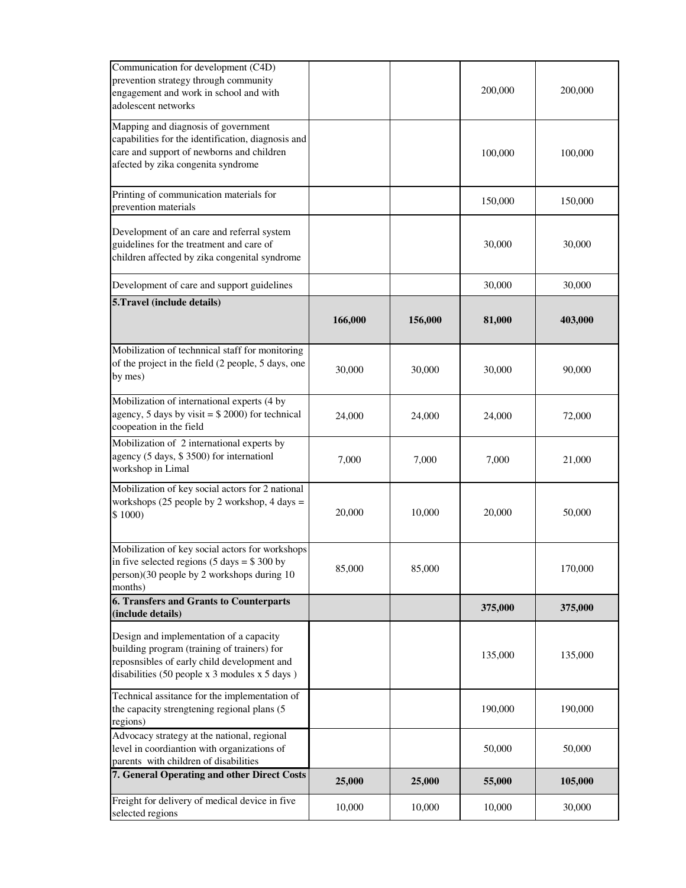| | | | | |
|---|---|---|---|---|
| Communication for development (C4D) prevention strategy through community engagement and work in school and with adolescent networks | | | 200,000 | 200,000 |
| Mapping and diagnosis of government capabilities for the identification, diagnosis and care and support of newborns and children afected by zika congenita syndrome | | | 100,000 | 100,000 |
| Printing of communication materials for prevention materials | | | 150,000 | 150,000 |
| Development of an care and referral system guidelines for the treatment and care of children affected by zika congenital syndrome | | | 30,000 | 30,000 |
| Development of care and support guidelines | | | 30,000 | 30,000 |
| **5.Travel (include details)** | **166,000** | **156,000** | **81,000** | **403,000** |
| Mobilization of technnical staff for monitoring of the project in the field (2 people, 5 days, one by mes) | 30,000 | 30,000 | 30,000 | 90,000 |
| Mobilization of international experts (4 by agency, 5 days by visit = $ 2000) for technical coopeation in the field | 24,000 | 24,000 | 24,000 | 72,000 |
| Mobilization of 2 international experts by agency (5 days, $ 3500) for internationl workshop in Limal | 7,000 | 7,000 | 7,000 | 21,000 |
| Mobilization of key social actors for 2 national workshops (25 people by 2 workshop, 4 days = $ 1000) | 20,000 | 10,000 | 20,000 | 50,000 |
| Mobilization of key social actors for workshops in five selected regions (5 days = $ 300 by person)(30 people by 2 workshops during 10 months) | 85,000 | 85,000 | | 170,000 |
| **6. Transfers and Grants to Counterparts (include details)** | | | **375,000** | **375,000** |
| Design and implementation of a capacity building program (training of trainers) for reposnsibles of early child development and disabilities (50 people x 3 modules x 5 days ) | | | 135,000 | 135,000 |
| Technical assitance for the implementation of the capacity strengtening regional plans (5 regions) | | | 190,000 | 190,000 |
| Advocacy strategy at the national, regional level in coordiantion with organizations of parents with children of disabilities | | | 50,000 | 50,000 |
| **7. General Operating and other Direct Costs** | **25,000** | **25,000** | **55,000** | **105,000** |
| Freight for delivery of medical device in five selected regions | 10,000 | 10,000 | 10,000 | 30,000 |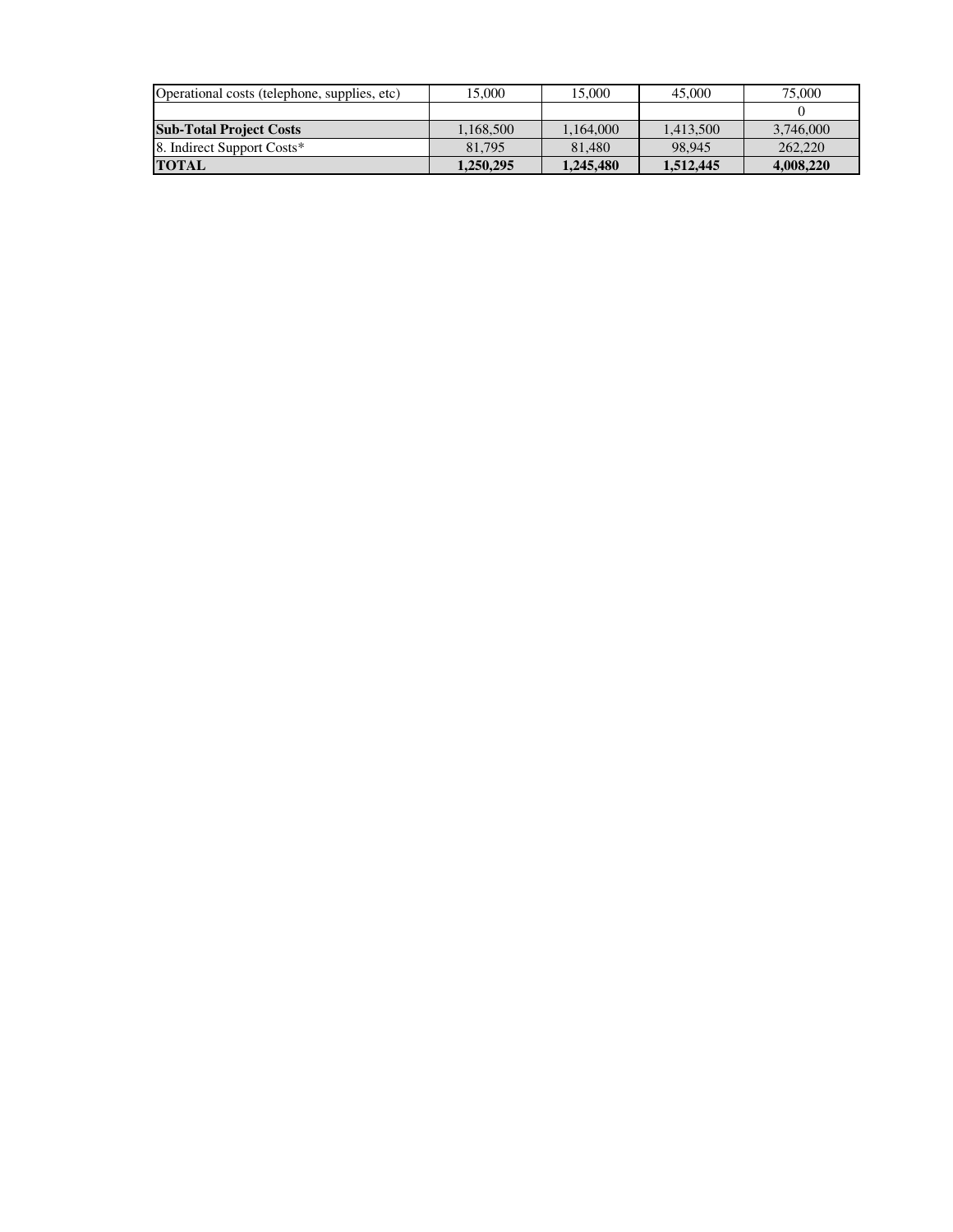| | | | | |
|---|---|---|---|---|
| Operational costs (telephone, supplies, etc) | 15,000 | 15,000 | 45,000 | 75,000 |
| | | | | 0 |
| **Sub-Total Project Costs** | 1,168,500 | 1,164,000 | 1,413,500 | 3,746,000 |
| 8. Indirect Support Costs* | 81,795 | 81,480 | 98,945 | 262,220 |
| **TOTAL** | **1,250,295** | **1,245,480** | **1,512,445** | **4,008,220** |